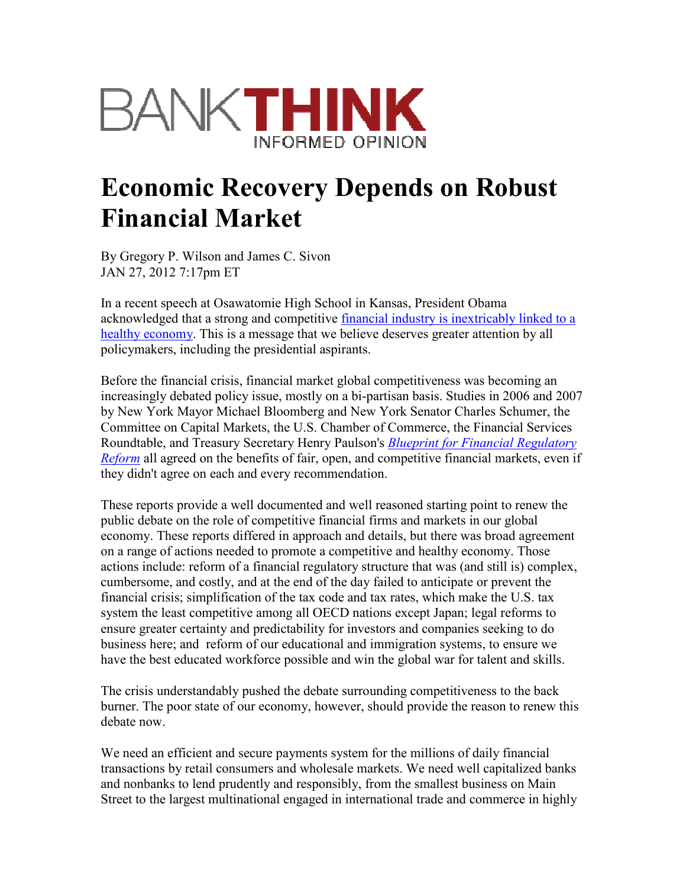BANKTHINK

INFORMED OPINION

# Economic Recovery Depends on Robust Financial Market

By Gregory P. Wilson and James C. Sivon
JAN 27, 2012 7:17pm ET

In a recent speech at Osawatomie High School in Kansas, President Obama acknowledged that a strong and competitive financial industry is inextricably linked to a healthy economy. This is a message that we believe deserves greater attention by all policymakers, including the presidential aspirants.

Before the financial crisis, financial market global competitiveness was becoming an increasingly debated policy issue, mostly on a bi-partisan basis. Studies in 2006 and 2007 by New York Mayor Michael Bloomberg and New York Senator Charles Schumer, the Committee on Capital Markets, the U.S. Chamber of Commerce, the Financial Services Roundtable, and Treasury Secretary Henry Paulson's *Blueprint for Financial Regulatory Reform* all agreed on the benefits of fair, open, and competitive financial markets, even if they didn't agree on each and every recommendation.

These reports provide a well documented and well reasoned starting point to renew the public debate on the role of competitive financial firms and markets in our global economy. These reports differed in approach and details, but there was broad agreement on a range of actions needed to promote a competitive and healthy economy. Those actions include: reform of a financial regulatory structure that was (and still is) complex, cumbersome, and costly, and at the end of the day failed to anticipate or prevent the financial crisis; simplification of the tax code and tax rates, which make the U.S. tax system the least competitive among all OECD nations except Japan; legal reforms to ensure greater certainty and predictability for investors and companies seeking to do business here; and reform of our educational and immigration systems, to ensure we have the best educated workforce possible and win the global war for talent and skills.

The crisis understandably pushed the debate surrounding competitiveness to the back burner. The poor state of our economy, however, should provide the reason to renew this debate now.

We need an efficient and secure payments system for the millions of daily financial transactions by retail consumers and wholesale markets. We need well capitalized banks and nonbanks to lend prudently and responsibly, from the smallest business on Main Street to the largest multinational engaged in international trade and commerce in highly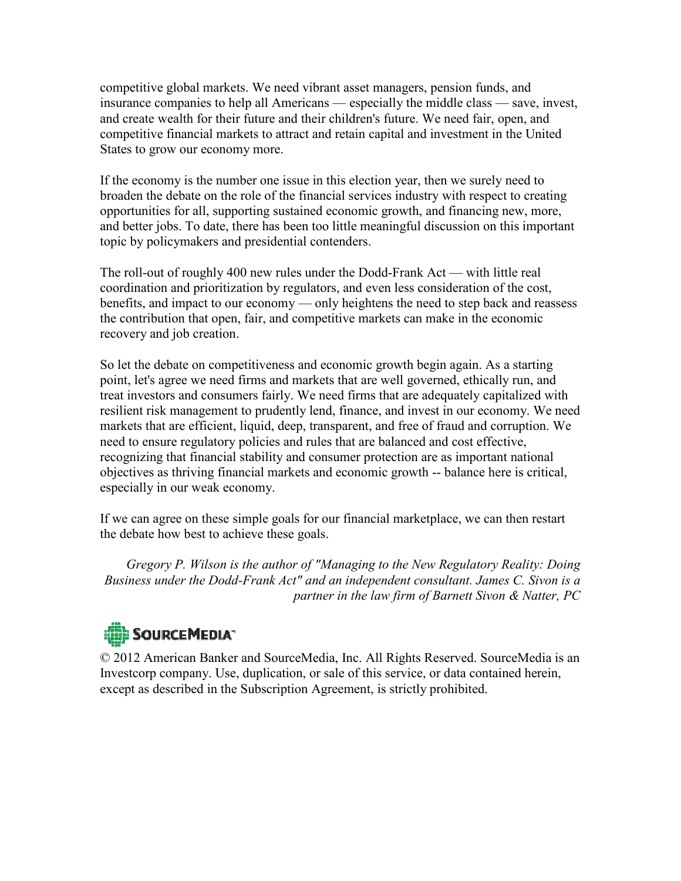competitive global markets. We need vibrant asset managers, pension funds, and insurance companies to help all Americans — especially the middle class — save, invest, and create wealth for their future and their children's future. We need fair, open, and competitive financial markets to attract and retain capital and investment in the United States to grow our economy more.

If the economy is the number one issue in this election year, then we surely need to broaden the debate on the role of the financial services industry with respect to creating opportunities for all, supporting sustained economic growth, and financing new, more, and better jobs. To date, there has been too little meaningful discussion on this important topic by policymakers and presidential contenders.

The roll-out of roughly 400 new rules under the Dodd-Frank Act — with little real coordination and prioritization by regulators, and even less consideration of the cost, benefits, and impact to our economy — only heightens the need to step back and reassess the contribution that open, fair, and competitive markets can make in the economic recovery and job creation.

So let the debate on competitiveness and economic growth begin again. As a starting point, let's agree we need firms and markets that are well governed, ethically run, and treat investors and consumers fairly. We need firms that are adequately capitalized with resilient risk management to prudently lend, finance, and invest in our economy. We need markets that are efficient, liquid, deep, transparent, and free of fraud and corruption. We need to ensure regulatory policies and rules that are balanced and cost effective, recognizing that financial stability and consumer protection are as important national objectives as thriving financial markets and economic growth -- balance here is critical, especially in our weak economy.

If we can agree on these simple goals for our financial marketplace, we can then restart the debate how best to achieve these goals.

*Gregory P. Wilson is the author of "Managing to the New Regulatory Reality: Doing Business under the Dodd-Frank Act" and an independent consultant. James C. Sivon is a partner in the law firm of Barnett Sivon & Natter, PC*

SOURCEMEDIA™

© 2012 American Banker and SourceMedia, Inc. All Rights Reserved. SourceMedia is an Investcorp company. Use, duplication, or sale of this service, or data contained herein, except as described in the Subscription Agreement, is strictly prohibited.